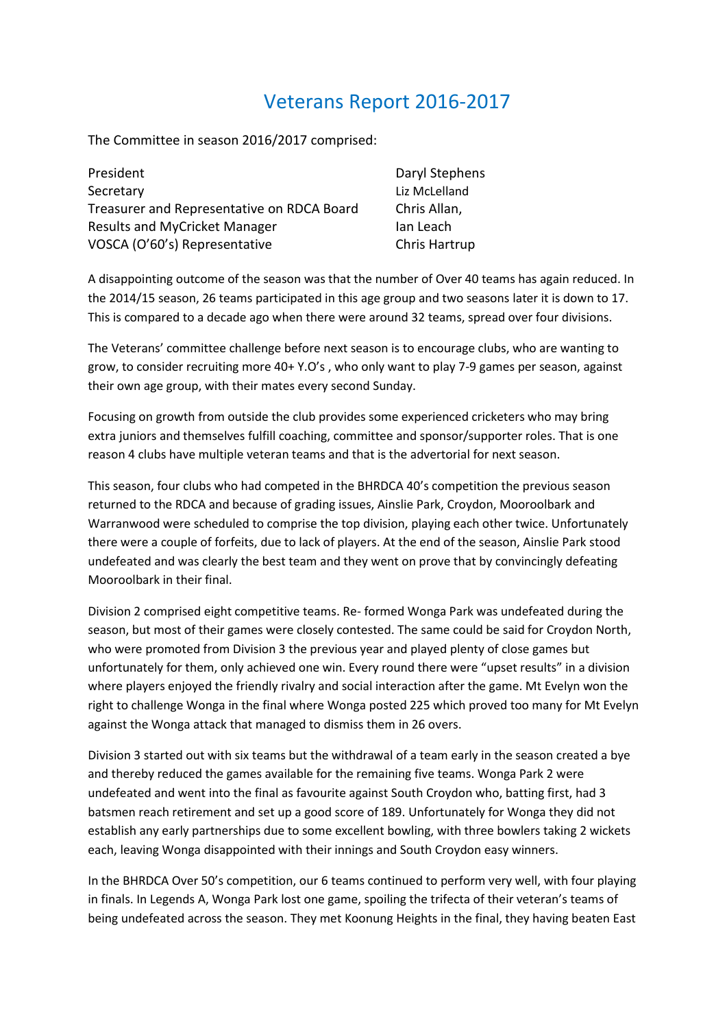# Veterans Report 2016-2017

The Committee in season 2016/2017 comprised:

| | |
|---|---|
| President | Daryl Stephens |
| Secretary | Liz McLelland |
| Treasurer and Representative on RDCA Board | Chris Allan, |
| Results and MyCricket Manager | Ian Leach |
| VOSCA (O'60's) Representative | Chris Hartrup |

A disappointing outcome of the season was that the number of Over 40 teams has again reduced. In the 2014/15 season, 26 teams participated in this age group and two seasons later it is down to 17. This is compared to a decade ago when there were around 32 teams, spread over four divisions.

The Veterans' committee challenge before next season is to encourage clubs, who are wanting to grow, to consider recruiting more 40+ Y.O's , who only want to play 7-9 games per season, against their own age group, with their mates every second Sunday.

Focusing on growth from outside the club provides some experienced cricketers who may bring extra juniors and themselves fulfill coaching, committee and sponsor/supporter roles. That is one reason 4 clubs have multiple veteran teams and that is the advertorial for next season.

This season, four clubs who had competed in the BHRDCA 40's competition the previous season returned to the RDCA and because of grading issues, Ainslie Park, Croydon, Mooroolbark and Warranwood were scheduled to comprise the top division, playing each other twice. Unfortunately there were a couple of forfeits, due to lack of players. At the end of the season, Ainslie Park stood undefeated and was clearly the best team and they went on prove that by convincingly defeating Mooroolbark in their final.

Division 2 comprised eight competitive teams. Re- formed Wonga Park was undefeated during the season, but most of their games were closely contested. The same could be said for Croydon North, who were promoted from Division 3 the previous year and played plenty of close games but unfortunately for them, only achieved one win. Every round there were "upset results" in a division where players enjoyed the friendly rivalry and social interaction after the game. Mt Evelyn won the right to challenge Wonga in the final where Wonga posted 225 which proved too many for Mt Evelyn against the Wonga attack that managed to dismiss them in 26 overs.

Division 3 started out with six teams but the withdrawal of a team early in the season created a bye and thereby reduced the games available for the remaining five teams. Wonga Park 2 were undefeated and went into the final as favourite against South Croydon who, batting first, had 3 batsmen reach retirement and set up a good score of 189. Unfortunately for Wonga they did not establish any early partnerships due to some excellent bowling, with three bowlers taking 2 wickets each, leaving Wonga disappointed with their innings and South Croydon easy winners.

In the BHRDCA Over 50's competition, our 6 teams continued to perform very well, with four playing in finals. In Legends A, Wonga Park lost one game, spoiling the trifecta of their veteran's teams of being undefeated across the season. They met Koonung Heights in the final, they having beaten East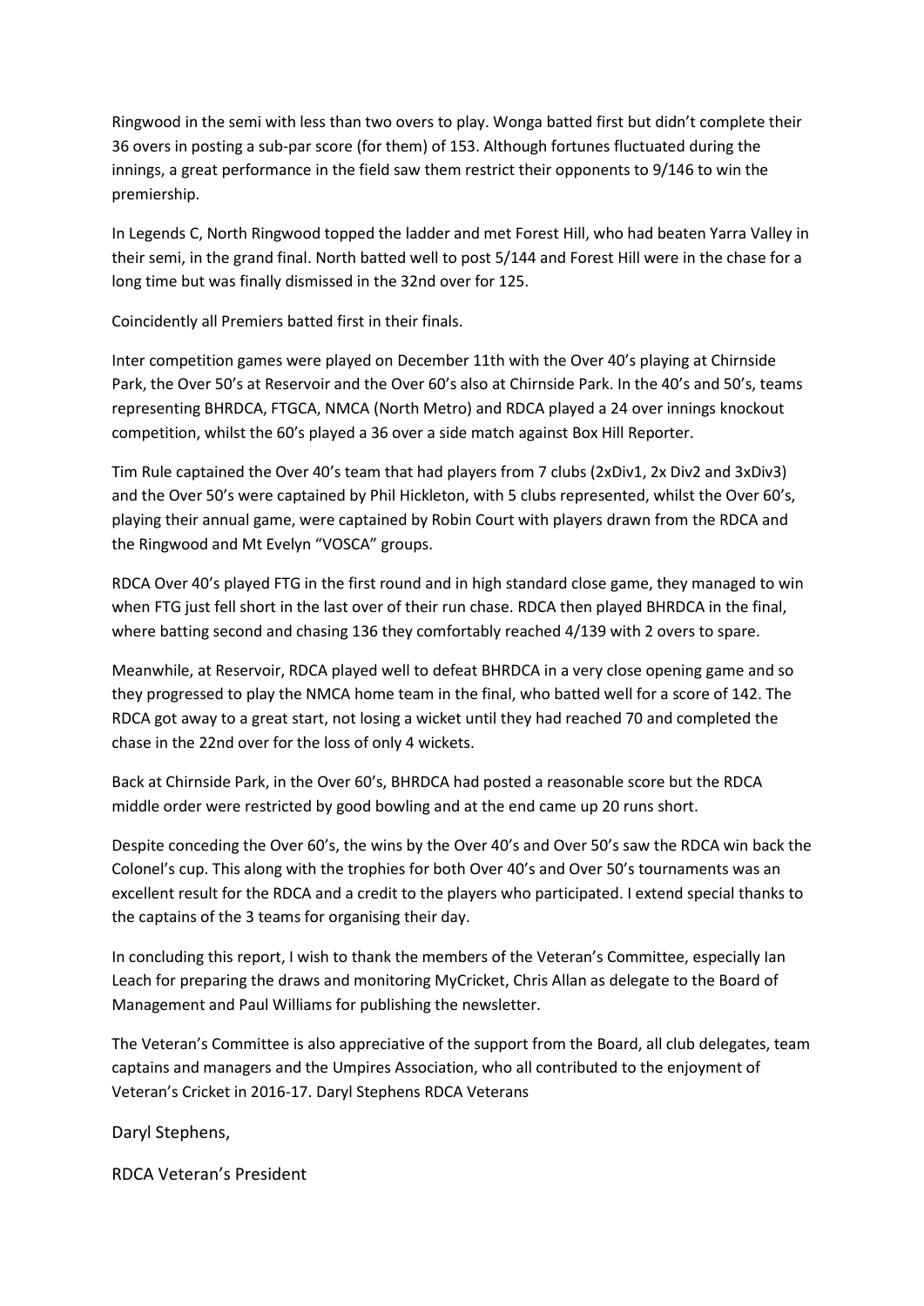Ringwood in the semi with less than two overs to play. Wonga batted first but didn't complete their 36 overs in posting a sub-par score (for them) of 153. Although fortunes fluctuated during the innings, a great performance in the field saw them restrict their opponents to 9/146 to win the premiership.

In Legends C, North Ringwood topped the ladder and met Forest Hill, who had beaten Yarra Valley in their semi, in the grand final. North batted well to post 5/144 and Forest Hill were in the chase for a long time but was finally dismissed in the 32nd over for 125.

Coincidently all Premiers batted first in their finals.

Inter competition games were played on December 11th with the Over 40's playing at Chirnside Park, the Over 50's at Reservoir and the Over 60's also at Chirnside Park. In the 40's and 50's, teams representing BHRDCA, FTGCA, NMCA (North Metro) and RDCA played a 24 over innings knockout competition, whilst the 60's played a 36 over a side match against Box Hill Reporter.

Tim Rule captained the Over 40's team that had players from 7 clubs (2xDiv1, 2x Div2 and 3xDiv3) and the Over 50's were captained by Phil Hickleton, with 5 clubs represented, whilst the Over 60's, playing their annual game, were captained by Robin Court with players drawn from the RDCA and the Ringwood and Mt Evelyn "VOSCA" groups.

RDCA Over 40's played FTG in the first round and in high standard close game, they managed to win when FTG just fell short in the last over of their run chase. RDCA then played BHRDCA in the final, where batting second and chasing 136 they comfortably reached 4/139 with 2 overs to spare.

Meanwhile, at Reservoir, RDCA played well to defeat BHRDCA in a very close opening game and so they progressed to play the NMCA home team in the final, who batted well for a score of 142. The RDCA got away to a great start, not losing a wicket until they had reached 70 and completed the chase in the 22nd over for the loss of only 4 wickets.

Back at Chirnside Park, in the Over 60's, BHRDCA had posted a reasonable score but the RDCA middle order were restricted by good bowling and at the end came up 20 runs short.

Despite conceding the Over 60's, the wins by the Over 40's and Over 50's saw the RDCA win back the Colonel's cup. This along with the trophies for both Over 40's and Over 50's tournaments was an excellent result for the RDCA and a credit to the players who participated. I extend special thanks to the captains of the 3 teams for organising their day.

In concluding this report, I wish to thank the members of the Veteran's Committee, especially Ian Leach for preparing the draws and monitoring MyCricket, Chris Allan as delegate to the Board of Management and Paul Williams for publishing the newsletter.

The Veteran's Committee is also appreciative of the support from the Board, all club delegates, team captains and managers and the Umpires Association, who all contributed to the enjoyment of Veteran's Cricket in 2016-17. Daryl Stephens RDCA Veterans

Daryl Stephens,

RDCA Veteran's President